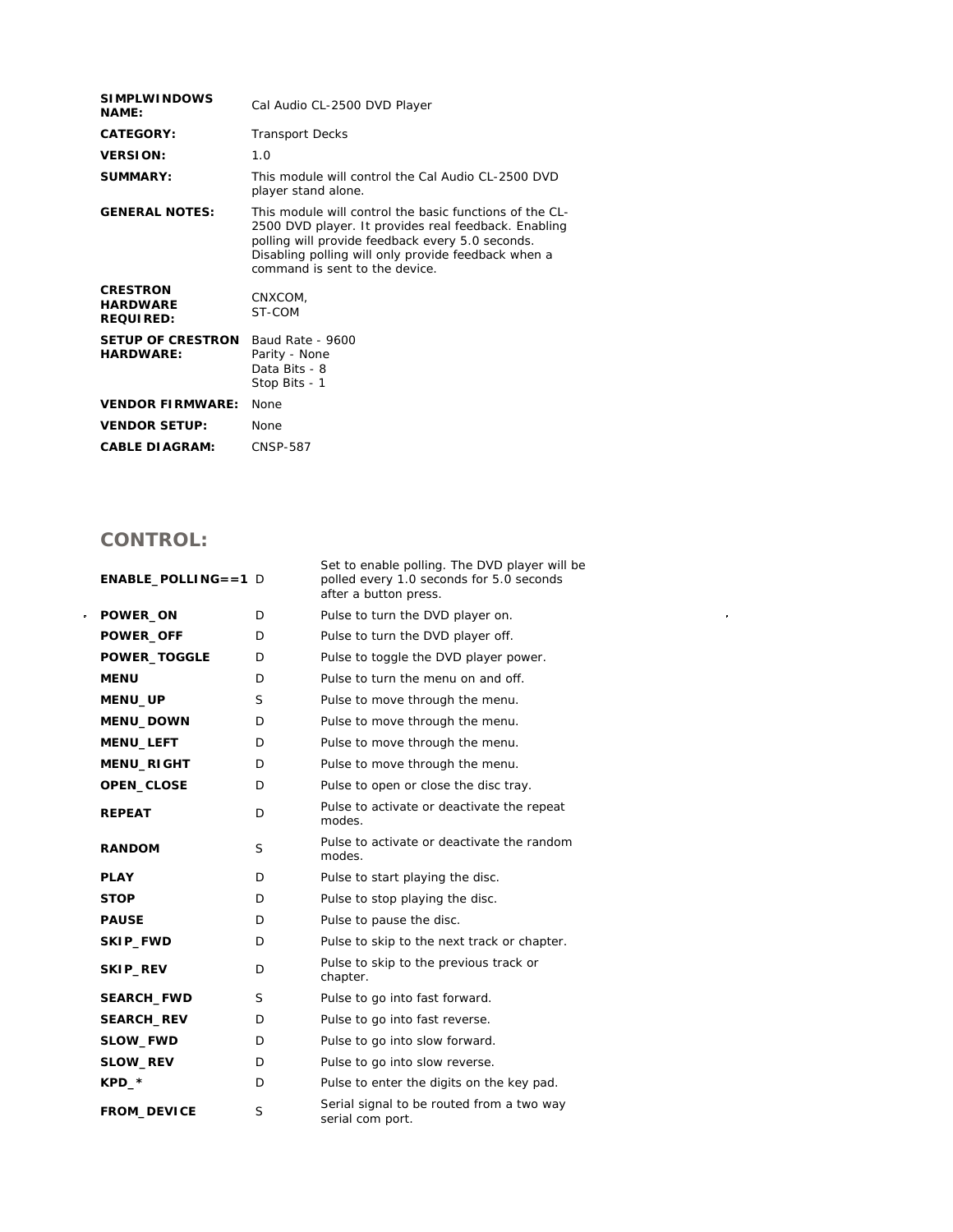| | |
|---|---|
| **SIMPLWINDOWS NAME:** | Cal Audio CL-2500 DVD Player |
| **CATEGORY:** | Transport Decks |
| **VERSION:** | 1.0 |
| **SUMMARY:** | This module will control the Cal Audio CL-2500 DVD player stand alone. |
| **GENERAL NOTES:** | This module will control the basic functions of the CL-2500 DVD player. It provides real feedback. Enabling polling will provide feedback every 5.0 seconds. Disabling polling will only provide feedback when a command is sent to the device. |
| **CRESTRON HARDWARE REQUIRED:** | CNXCOM, ST-COM |
| **SETUP OF CRESTRON HARDWARE:** | Baud Rate - 9600<br>Parity - None<br>Data Bits - 8<br>Stop Bits - 1 |
| **VENDOR FIRMWARE:** | None |
| **VENDOR SETUP:** | None |
| **CABLE DIAGRAM:** | CNSP-587 |

## CONTROL:

| | | |
|---|---|---|
| **ENABLE_POLLING==1** | D | Set to enable polling. The DVD player will be polled every 1.0 seconds for 5.0 seconds after a button press. |
| **POWER_ON** | D | Pulse to turn the DVD player on. |
| **POWER_OFF** | D | Pulse to turn the DVD player off. |
| **POWER_TOGGLE** | D | Pulse to toggle the DVD player power. |
| **MENU** | D | Pulse to turn the menu on and off. |
| **MENU_UP** | S | Pulse to move through the menu. |
| **MENU_DOWN** | D | Pulse to move through the menu. |
| **MENU_LEFT** | D | Pulse to move through the menu. |
| **MENU_RIGHT** | D | Pulse to move through the menu. |
| **OPEN_CLOSE** | D | Pulse to open or close the disc tray. |
| **REPEAT** | D | Pulse to activate or deactivate the repeat modes. |
| **RANDOM** | S | Pulse to activate or deactivate the random modes. |
| **PLAY** | D | Pulse to start playing the disc. |
| **STOP** | D | Pulse to stop playing the disc. |
| **PAUSE** | D | Pulse to pause the disc. |
| **SKIP_FWD** | D | Pulse to skip to the next track or chapter. |
| **SKIP_REV** | D | Pulse to skip to the previous track or chapter. |
| **SEARCH_FWD** | S | Pulse to go into fast forward. |
| **SEARCH_REV** | D | Pulse to go into fast reverse. |
| **SLOW_FWD** | D | Pulse to go into slow forward. |
| **SLOW_REV** | D | Pulse to go into slow reverse. |
| **KPD_*** | D | Pulse to enter the digits on the key pad. |
| **FROM_DEVICE** | S | Serial signal to be routed from a two way serial com port. |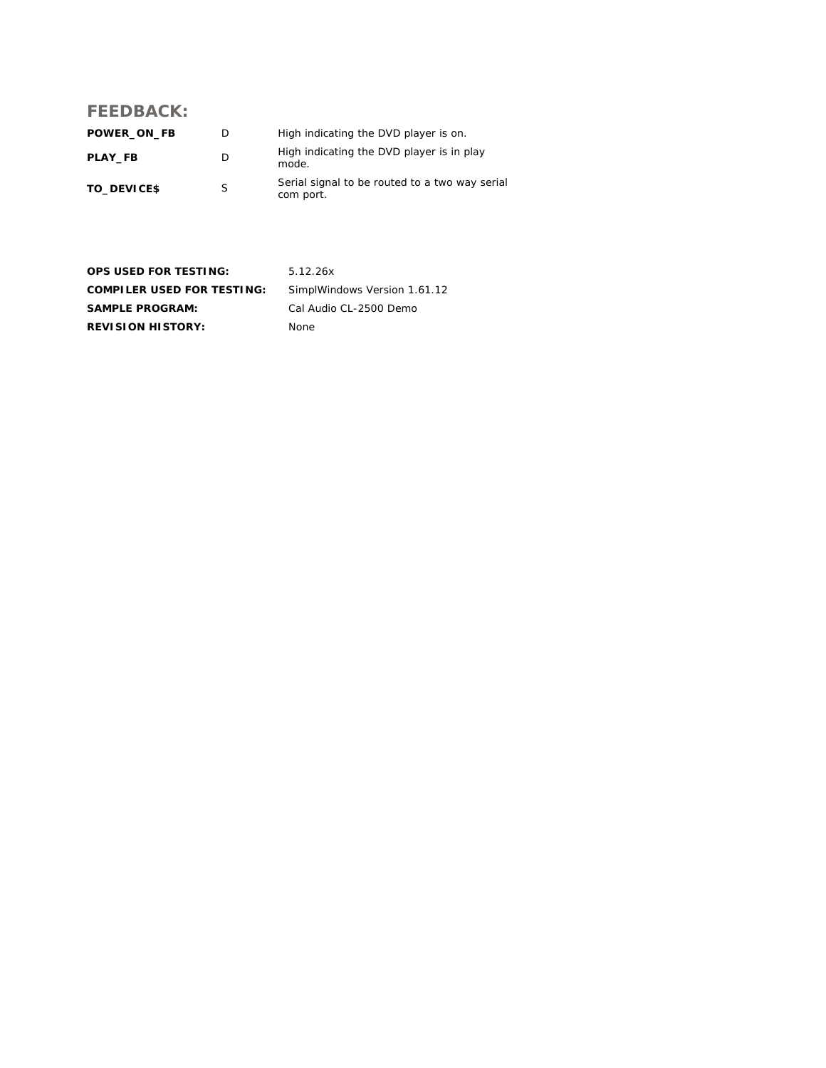## FEEDBACK:

| | | |
|---|---|---|
| **POWER_ON_FB** | D | High indicating the DVD player is on. |
| **PLAY_FB** | D | High indicating the DVD player is in play mode. |
| **TO_DEVICE$** | S | Serial signal to be routed to a two way serial com port. |

| | |
|---|---|
| **OPS USED FOR TESTING:** | 5.12.26x |
| **COMPILER USED FOR TESTING:** | SimplWindows Version 1.61.12 |
| **SAMPLE PROGRAM:** | Cal Audio CL-2500 Demo |
| **REVISION HISTORY:** | None |